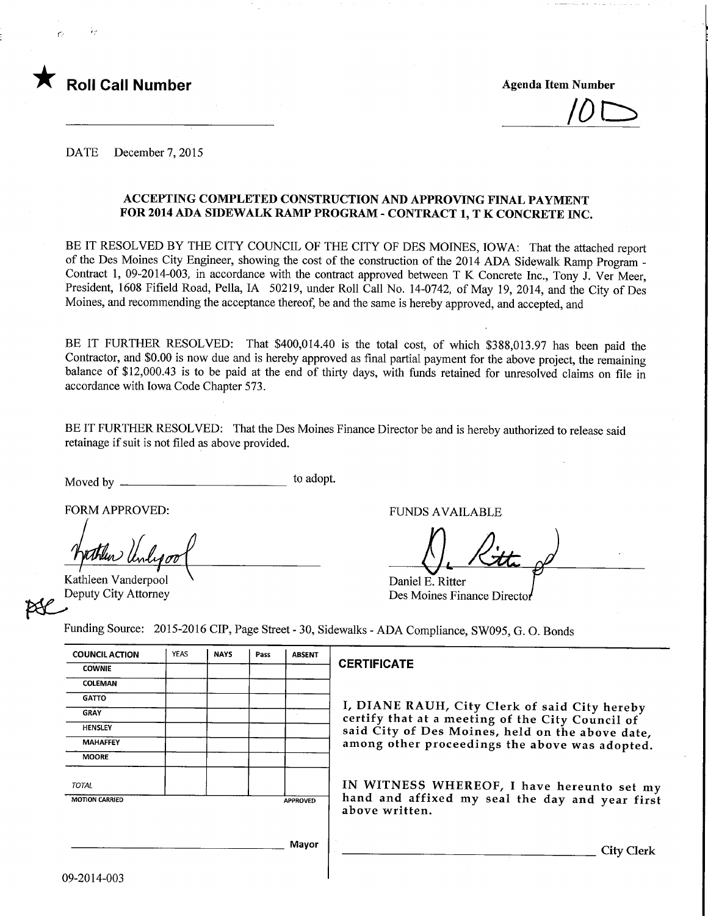★ **Roll Call Number**

**Agenda Item Number**

10D

DATE December 7, 2015

## ACCEPTING COMPLETED CONSTRUCTION AND APPROVING FINAL PAYMENT FOR 2014 ADA SIDEWALK RAMP PROGRAM - CONTRACT 1, T K CONCRETE INC.

BE IT RESOLVED BY THE CITY COUNCIL OF THE CITY OF DES MOINES, IOWA: That the attached report of the Des Moines City Engineer, showing the cost of the construction of the 2014 ADA Sidewalk Ramp Program - Contract 1, 09-2014-003, in accordance with the contract approved between T K Concrete Inc., Tony J. Ver Meer, President, 1608 Fifield Road, Pella, IA 50219, under Roll Call No. 14-0742, of May 19, 2014, and the City of Des Moines, and recommending the acceptance thereof, be and the same is hereby approved, and accepted, and

BE IT FURTHER RESOLVED: That $400,014.40 is the total cost, of which $388,013.97 has been paid the Contractor, and $0.00 is now due and is hereby approved as final partial payment for the above project, the remaining balance of $12,000.43 is to be paid at the end of thirty days, with funds retained for unresolved claims on file in accordance with Iowa Code Chapter 573.

BE IT FURTHER RESOLVED: That the Des Moines Finance Director be and is hereby authorized to release said retainage if suit is not filed as above provided.

Moved by ______________________ to adopt.

FORM APPROVED:

Kathleen Vanderpool
Deputy City Attorney

FUNDS AVAILABLE

Daniel E. Ritter
Des Moines Finance Director

Funding Source: 2015-2016 CIP, Page Street - 30, Sidewalks - ADA Compliance, SW095, G. O. Bonds

| COUNCIL ACTION | YEAS | NAYS | Pass | ABSENT |
|---|---|---|---|---|
| COWNIE | | | | |
| COLEMAN | | | | |
| GATTO | | | | |
| GRAY | | | | |
| HENSLEY | | | | |
| MAHAFFEY | | | | |
| MOORE | | | | |
| TOTAL | | | | |
| MOTION CARRIED | | | | APPROVED |

______________________ Mayor

**CERTIFICATE**

I, DIANE RAUH, City Clerk of said City hereby certify that at a meeting of the City Council of said City of Des Moines, held on the above date, among other proceedings the above was adopted.

IN WITNESS WHEREOF, I have hereunto set my hand and affixed my seal the day and year first above written.

______________________ City Clerk

09-2014-003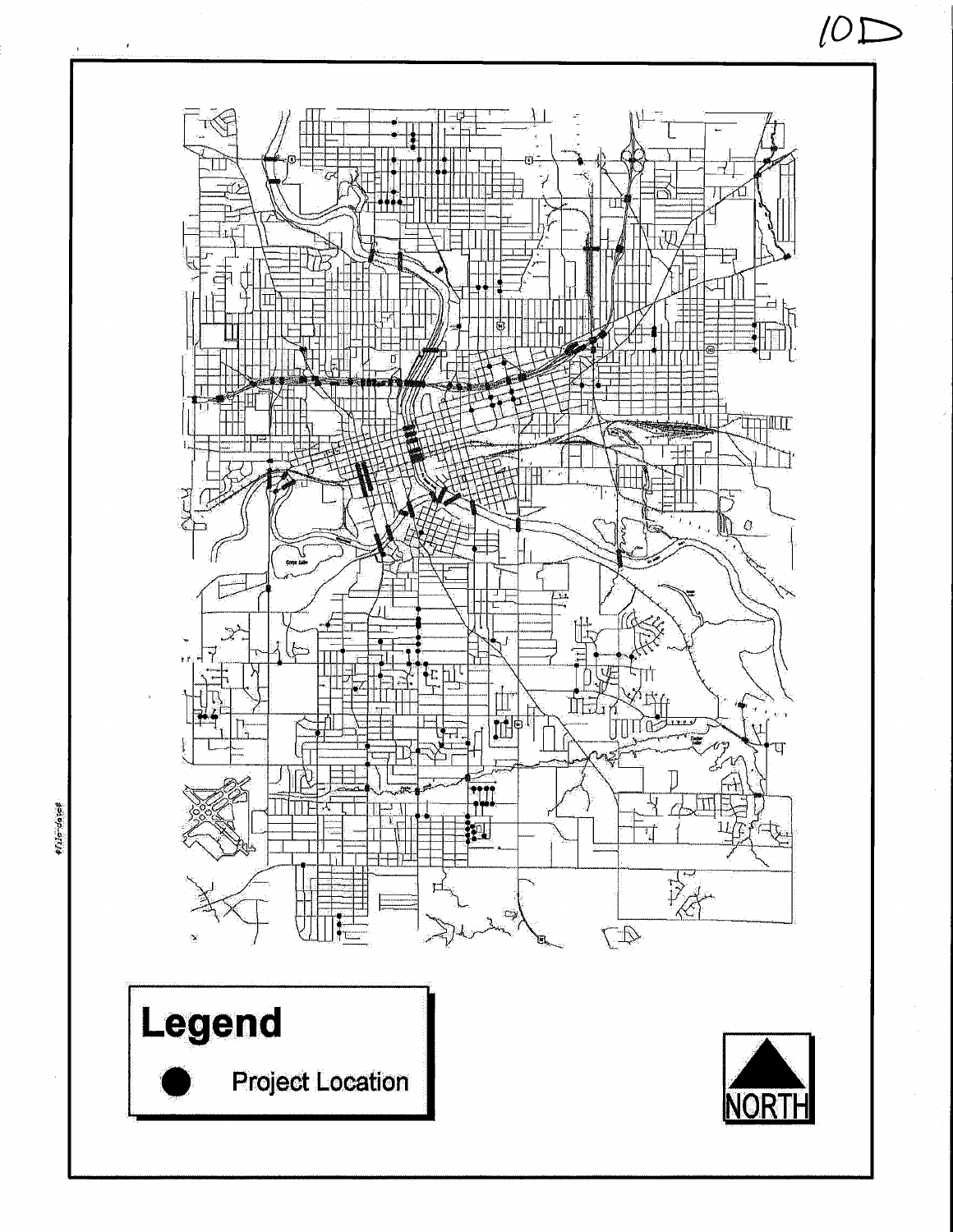10D

# Legend

- ● Project Location

NORTH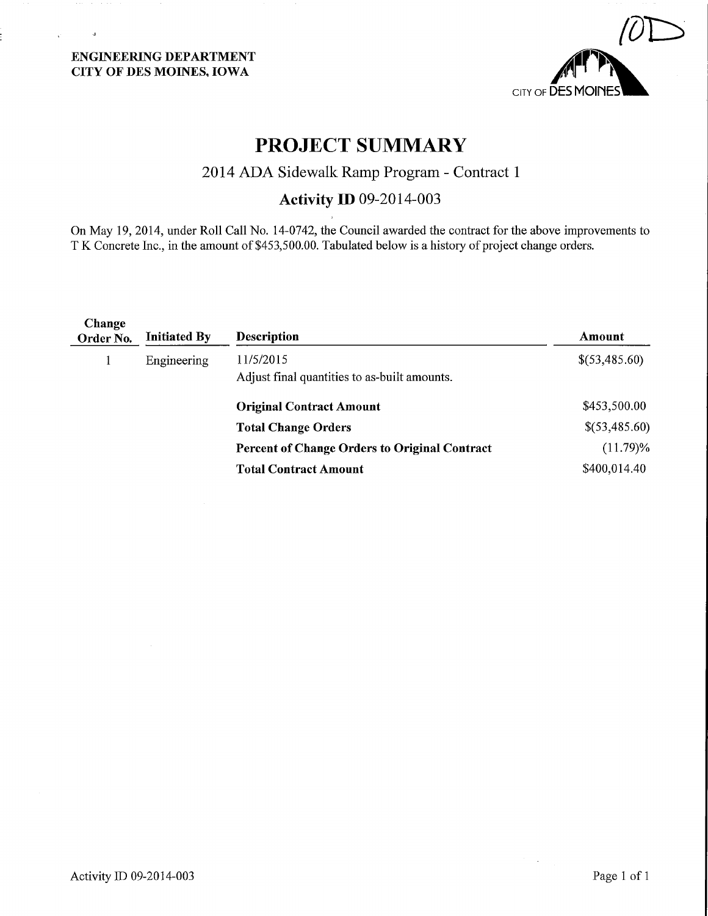**ENGINEERING DEPARTMENT**
**CITY OF DES MOINES, IOWA**

10D

CITY OF DES MOINES

# PROJECT SUMMARY

## 2014 ADA Sidewalk Ramp Program - Contract 1

## Activity ID 09-2014-003

On May 19, 2014, under Roll Call No. 14-0742, the Council awarded the contract for the above improvements to T K Concrete Inc., in the amount of $453,500.00. Tabulated below is a history of project change orders.

| Change Order No. | Initiated By | Description | Amount |
|---|---|---|---|
| 1 | Engineering | 11/5/2015<br>Adjust final quantities to as-built amounts. | $(53,485.60) |
| | | **Original Contract Amount** | $453,500.00 |
| | | **Total Change Orders** | $(53,485.60) |
| | | **Percent of Change Orders to Original Contract** | (11.79)% |
| | | **Total Contract Amount** | $400,014.40 |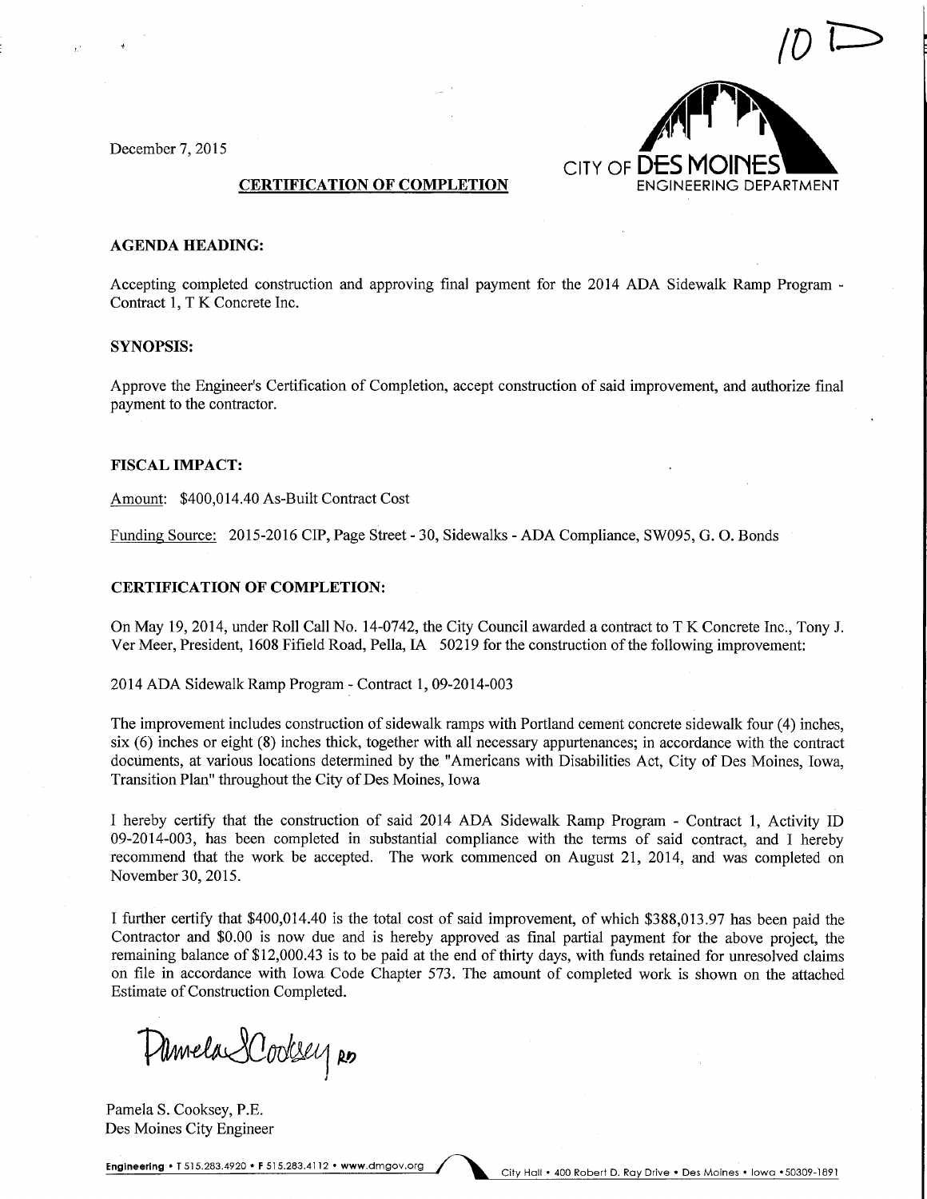10 D

December 7, 2015

CITY OF DES MOINES
ENGINEERING DEPARTMENT

**CERTIFICATION OF COMPLETION**

**AGENDA HEADING:**

Accepting completed construction and approving final payment for the 2014 ADA Sidewalk Ramp Program - Contract 1, T K Concrete Inc.

**SYNOPSIS:**

Approve the Engineer's Certification of Completion, accept construction of said improvement, and authorize final payment to the contractor.

**FISCAL IMPACT:**

Amount: $400,014.40 As-Built Contract Cost

Funding Source: 2015-2016 CIP, Page Street - 30, Sidewalks - ADA Compliance, SW095, G. O. Bonds

**CERTIFICATION OF COMPLETION:**

On May 19, 2014, under Roll Call No. 14-0742, the City Council awarded a contract to T K Concrete Inc., Tony J. Ver Meer, President, 1608 Fifield Road, Pella, IA 50219 for the construction of the following improvement:

2014 ADA Sidewalk Ramp Program - Contract 1, 09-2014-003

The improvement includes construction of sidewalk ramps with Portland cement concrete sidewalk four (4) inches, six (6) inches or eight (8) inches thick, together with all necessary appurtenances; in accordance with the contract documents, at various locations determined by the "Americans with Disabilities Act, City of Des Moines, Iowa, Transition Plan" throughout the City of Des Moines, Iowa

I hereby certify that the construction of said 2014 ADA Sidewalk Ramp Program - Contract 1, Activity ID 09-2014-003, has been completed in substantial compliance with the terms of said contract, and I hereby recommend that the work be accepted. The work commenced on August 21, 2014, and was completed on November 30, 2015.

I further certify that $400,014.40 is the total cost of said improvement, of which $388,013.97 has been paid the Contractor and $0.00 is now due and is hereby approved as final partial payment for the above project, the remaining balance of $12,000.43 is to be paid at the end of thirty days, with funds retained for unresolved claims on file in accordance with Iowa Code Chapter 573. The amount of completed work is shown on the attached Estimate of Construction Completed.

Pamela S Cooksey RD

Pamela S. Cooksey, P.E.
Des Moines City Engineer

Engineering • T 515.283.4920 • F 515.283.4112 • www.dmgov.org   City Hall • 400 Robert D. Ray Drive • Des Moines • Iowa • 50309-1891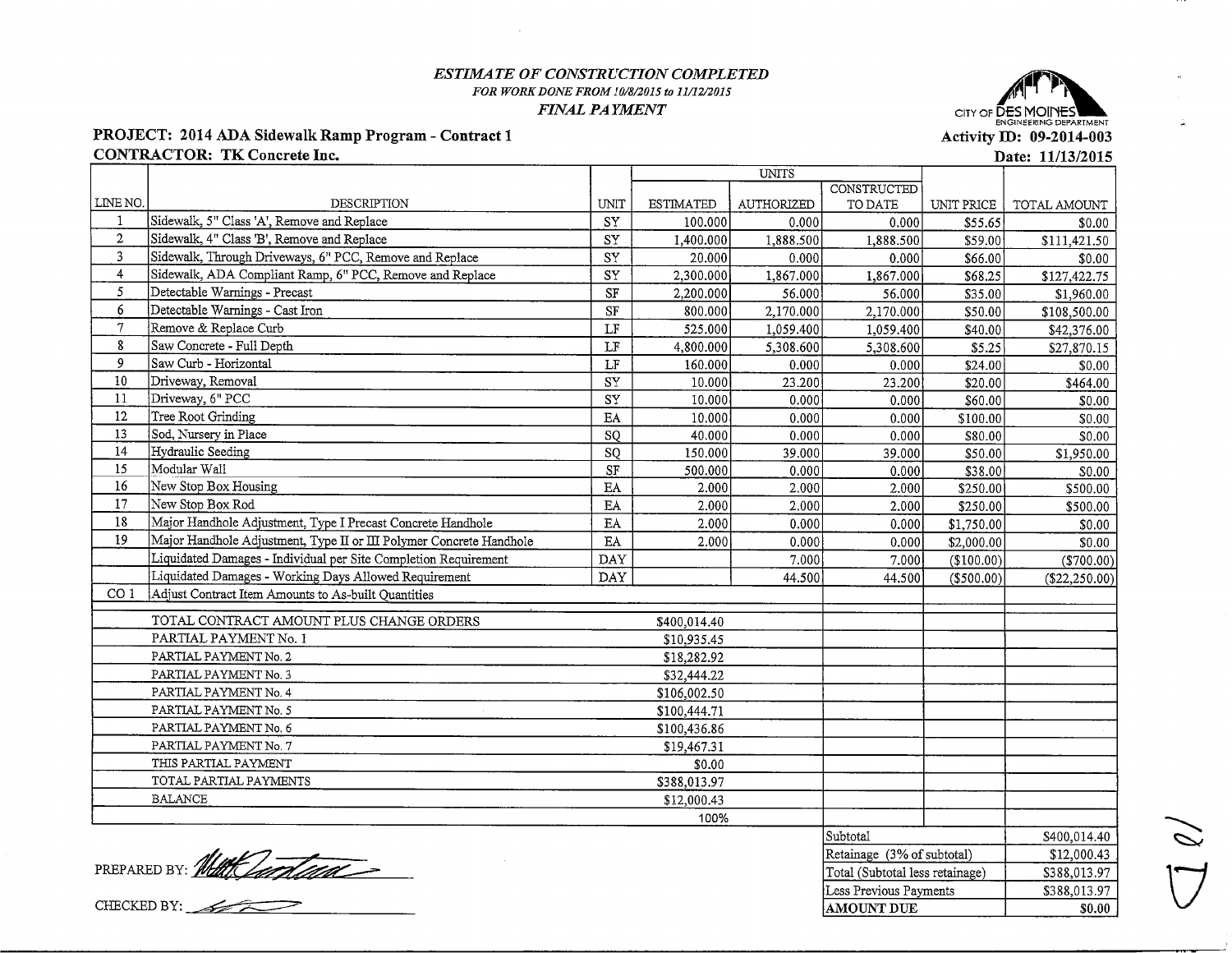*ESTIMATE OF CONSTRUCTION COMPLETED*

*FOR WORK DONE FROM 10/8/2015 to 11/12/2015*

*FINAL PAYMENT*

CITY OF DES MOINES ENGINEERING DEPARTMENT

**PROJECT: 2014 ADA Sidewalk Ramp Program - Contract 1**

**Activity ID: 09-2014-003**

**CONTRACTOR: TK Concrete Inc.**

**Date: 11/13/2015**

| LINE NO. | DESCRIPTION | UNIT | UNITS ESTIMATED | UNITS AUTHORIZED | UNITS CONSTRUCTED TO DATE | UNIT PRICE | TOTAL AMOUNT |
|---|---|---|---|---|---|---|---|
| 1 | Sidewalk, 5" Class 'A', Remove and Replace | SY | 100.000 | 0.000 | 0.000 | $55.65 | $0.00 |
| 2 | Sidewalk, 4" Class 'B', Remove and Replace | SY | 1,400.000 | 1,888.500 | 1,888.500 | $59.00 | $111,421.50 |
| 3 | Sidewalk, Through Driveways, 6" PCC, Remove and Replace | SY | 20.000 | 0.000 | 0.000 | $66.00 | $0.00 |
| 4 | Sidewalk, ADA Compliant Ramp, 6" PCC, Remove and Replace | SY | 2,300.000 | 1,867.000 | 1,867.000 | $68.25 | $127,422.75 |
| 5 | Detectable Warnings - Precast | SF | 2,200.000 | 56.000 | 56.000 | $35.00 | $1,960.00 |
| 6 | Detectable Warnings - Cast Iron | SF | 800.000 | 2,170.000 | 2,170.000 | $50.00 | $108,500.00 |
| 7 | Remove & Replace Curb | LF | 525.000 | 1,059.400 | 1,059.400 | $40.00 | $42,376.00 |
| 8 | Saw Concrete - Full Depth | LF | 4,800.000 | 5,308.600 | 5,308.600 | $5.25 | $27,870.15 |
| 9 | Saw Curb - Horizontal | LF | 160.000 | 0.000 | 0.000 | $24.00 | $0.00 |
| 10 | Driveway, Removal | SY | 10.000 | 23.200 | 23.200 | $20.00 | $464.00 |
| 11 | Driveway, 6" PCC | SY | 10.000 | 0.000 | 0.000 | $60.00 | $0.00 |
| 12 | Tree Root Grinding | EA | 10.000 | 0.000 | 0.000 | $100.00 | $0.00 |
| 13 | Sod, Nursery in Place | SQ | 40.000 | 0.000 | 0.000 | $80.00 | $0.00 |
| 14 | Hydraulic Seeding | SQ | 150.000 | 39.000 | 39.000 | $50.00 | $1,950.00 |
| 15 | Modular Wall | SF | 500.000 | 0.000 | 0.000 | $38.00 | $0.00 |
| 16 | New Stop Box Housing | EA | 2.000 | 2.000 | 2.000 | $250.00 | $500.00 |
| 17 | New Stop Box Rod | EA | 2.000 | 2.000 | 2.000 | $250.00 | $500.00 |
| 18 | Major Handhole Adjustment, Type I Precast Concrete Handhole | EA | 2.000 | 0.000 | 0.000 | $1,750.00 | $0.00 |
| 19 | Major Handhole Adjustment, Type II or III Polymer Concrete Handhole | EA | 2.000 | 0.000 | 0.000 | $2,000.00 | $0.00 |
| | Liquidated Damages - Individual per Site Completion Requirement | DAY | | 7.000 | 7.000 | ($100.00) | ($700.00) |
| | Liquidated Damages - Working Days Allowed Requirement | DAY | | 44.500 | 44.500 | ($500.00) | ($22,250.00) |
| CO 1 | Adjust Contract Item Amounts to As-built Quantities | | | | | | |
| | TOTAL CONTRACT AMOUNT PLUS CHANGE ORDERS | | $400,014.40 | | | | |
| | PARTIAL PAYMENT No. 1 | | $10,935.45 | | | | |
| | PARTIAL PAYMENT No. 2 | | $18,282.92 | | | | |
| | PARTIAL PAYMENT No. 3 | | $32,444.22 | | | | |
| | PARTIAL PAYMENT No. 4 | | $106,002.50 | | | | |
| | PARTIAL PAYMENT No. 5 | | $100,444.71 | | | | |
| | PARTIAL PAYMENT No. 6 | | $100,436.86 | | | | |
| | PARTIAL PAYMENT No. 7 | | $19,467.31 | | | | |
| | THIS PARTIAL PAYMENT | | $0.00 | | | | |
| | TOTAL PARTIAL PAYMENTS | | $388,013.97 | | | | |
| | BALANCE | | $12,000.43 | | | | |
| | | | 100% | | | | |

| | |
|---|---|
| Subtotal | $400,014.40 |
| Retainage (3% of subtotal) | $12,000.43 |
| Total (Subtotal less retainage) | $388,013.97 |
| Less Previous Payments | $388,013.97 |
| **AMOUNT DUE** | **$0.00** |

PREPARED BY: [signature]

CHECKED BY: [signature]